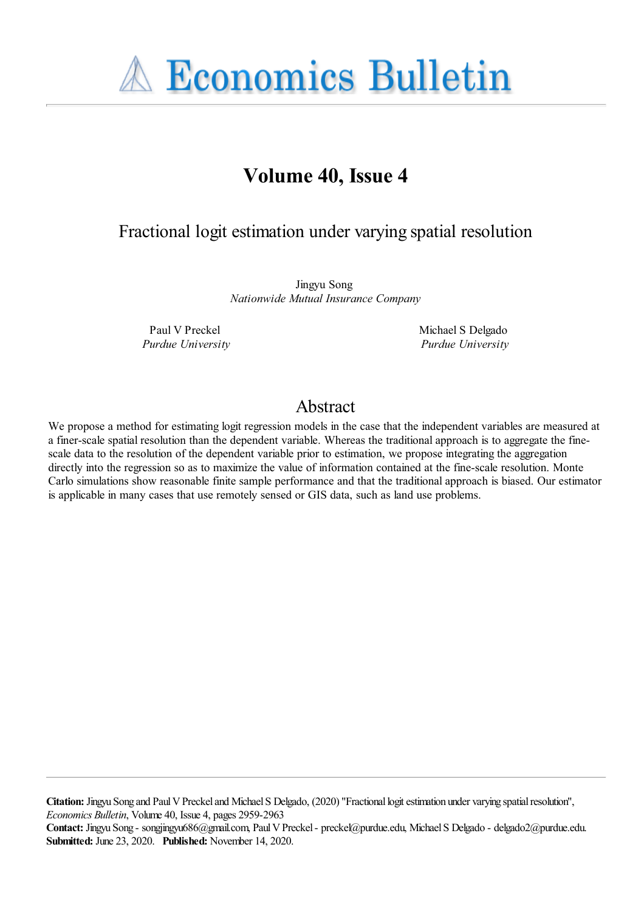# Economics Bulletin

## Volume 40, Issue 4

### Fractional logit estimation under varying spatial resolution

Jingyu Song
*Nationwide Mutual Insurance Company*

Paul V Preckel
*Purdue University*

Michael S Delgado
*Purdue University*

## Abstract

We propose a method for estimating logit regression models in the case that the independent variables are measured at a finer-scale spatial resolution than the dependent variable. Whereas the traditional approach is to aggregate the fine-scale data to the resolution of the dependent variable prior to estimation, we propose integrating the aggregation directly into the regression so as to maximize the value of information contained at the fine-scale resolution. Monte Carlo simulations show reasonable finite sample performance and that the traditional approach is biased. Our estimator is applicable in many cases that use remotely sensed or GIS data, such as land use problems.

**Citation:** Jingyu Song and Paul V Preckel and Michael S Delgado, (2020) "Fractional logit estimation under varying spatial resolution", *Economics Bulletin*, Volume 40, Issue 4, pages 2959-2963
**Contact:** Jingyu Song - songjingyu686@gmail.com, Paul V Preckel - preckel@purdue.edu, Michael S Delgado - delgado2@purdue.edu.
**Submitted:** June 23, 2020. **Published:** November 14, 2020.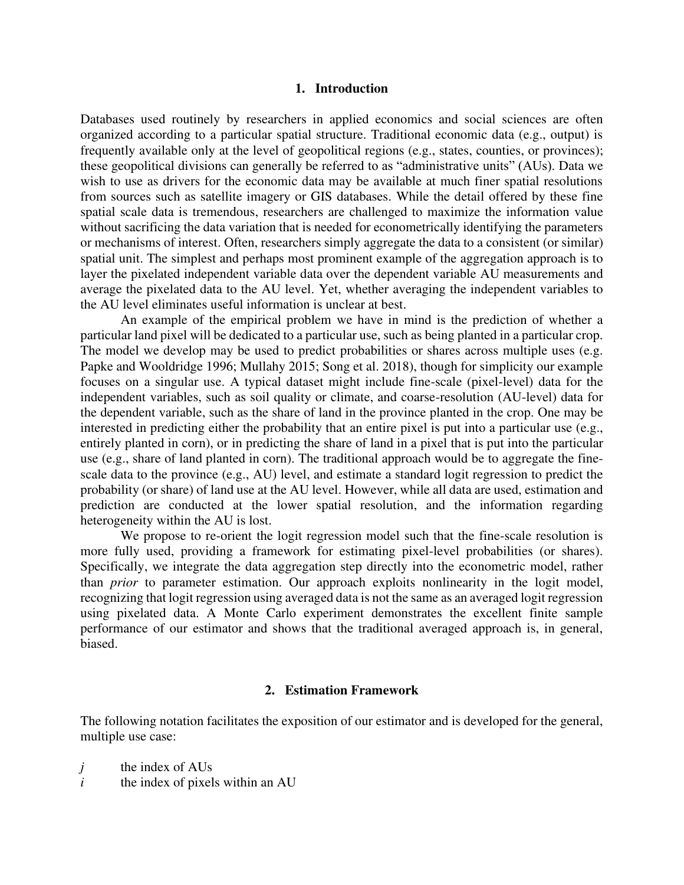## 1. Introduction

Databases used routinely by researchers in applied economics and social sciences are often organized according to a particular spatial structure. Traditional economic data (e.g., output) is frequently available only at the level of geopolitical regions (e.g., states, counties, or provinces); these geopolitical divisions can generally be referred to as "administrative units" (AUs). Data we wish to use as drivers for the economic data may be available at much finer spatial resolutions from sources such as satellite imagery or GIS databases. While the detail offered by these fine spatial scale data is tremendous, researchers are challenged to maximize the information value without sacrificing the data variation that is needed for econometrically identifying the parameters or mechanisms of interest. Often, researchers simply aggregate the data to a consistent (or similar) spatial unit. The simplest and perhaps most prominent example of the aggregation approach is to layer the pixelated independent variable data over the dependent variable AU measurements and average the pixelated data to the AU level. Yet, whether averaging the independent variables to the AU level eliminates useful information is unclear at best.

An example of the empirical problem we have in mind is the prediction of whether a particular land pixel will be dedicated to a particular use, such as being planted in a particular crop. The model we develop may be used to predict probabilities or shares across multiple uses (e.g. Papke and Wooldridge 1996; Mullahy 2015; Song et al. 2018), though for simplicity our example focuses on a singular use. A typical dataset might include fine-scale (pixel-level) data for the independent variables, such as soil quality or climate, and coarse-resolution (AU-level) data for the dependent variable, such as the share of land in the province planted in the crop. One may be interested in predicting either the probability that an entire pixel is put into a particular use (e.g., entirely planted in corn), or in predicting the share of land in a pixel that is put into the particular use (e.g., share of land planted in corn). The traditional approach would be to aggregate the fine-scale data to the province (e.g., AU) level, and estimate a standard logit regression to predict the probability (or share) of land use at the AU level. However, while all data are used, estimation and prediction are conducted at the lower spatial resolution, and the information regarding heterogeneity within the AU is lost.

We propose to re-orient the logit regression model such that the fine-scale resolution is more fully used, providing a framework for estimating pixel-level probabilities (or shares). Specifically, we integrate the data aggregation step directly into the econometric model, rather than *prior* to parameter estimation. Our approach exploits nonlinearity in the logit model, recognizing that logit regression using averaged data is not the same as an averaged logit regression using pixelated data. A Monte Carlo experiment demonstrates the excellent finite sample performance of our estimator and shows that the traditional averaged approach is, in general, biased.

## 2. Estimation Framework

The following notation facilitates the exposition of our estimator and is developed for the general, multiple use case:

$j$ the index of AUs

$i$ the index of pixels within an AU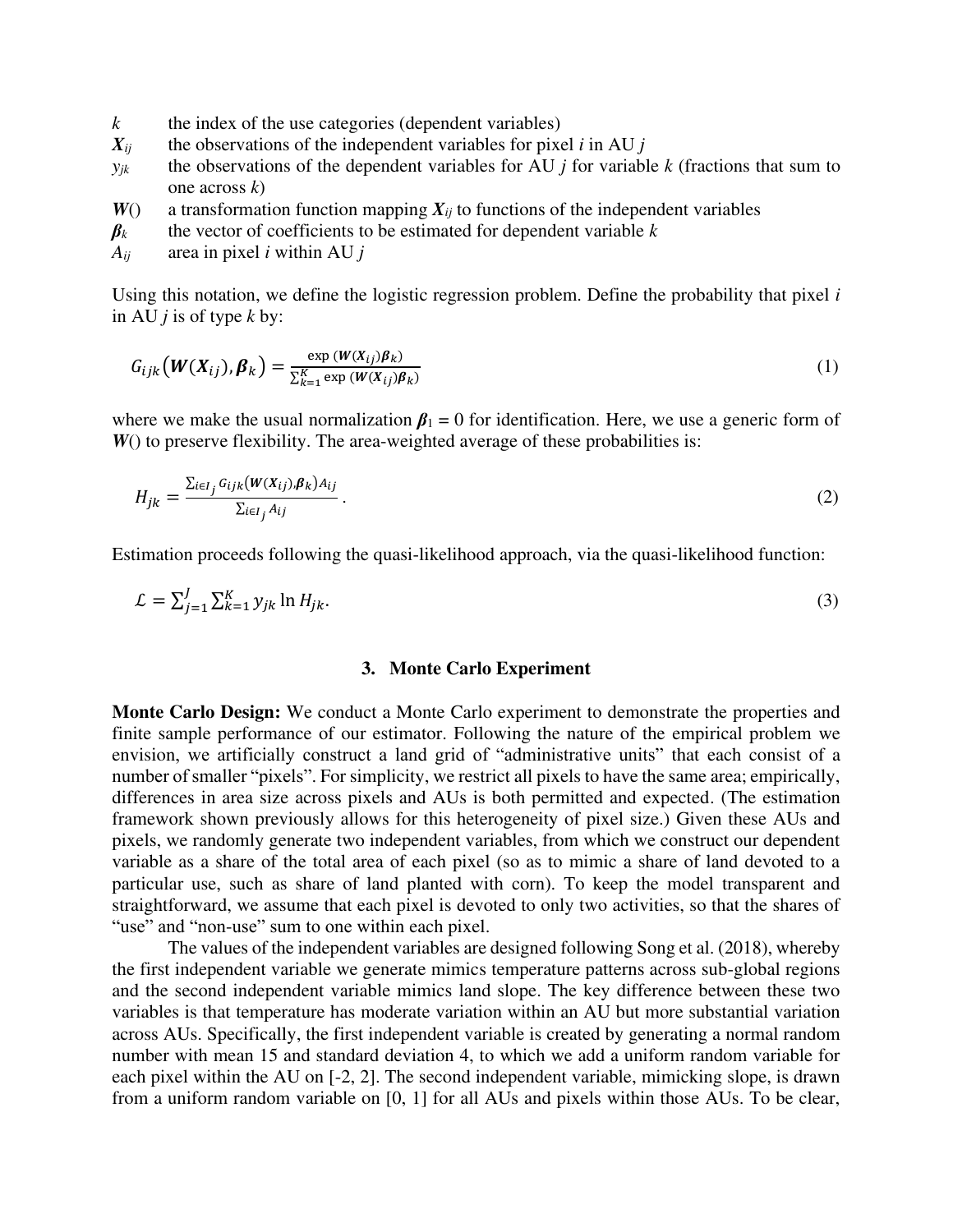$k$ the index of the use categories (dependent variables)
$\boldsymbol{X}_{ij}$ the observations of the independent variables for pixel $i$ in AU $j$
$y_{jk}$ the observations of the dependent variables for AU $j$ for variable $k$ (fractions that sum to one across $k$)
$\boldsymbol{W}()$ a transformation function mapping $\boldsymbol{X}_{ij}$ to functions of the independent variables
$\boldsymbol{\beta}_k$ the vector of coefficients to be estimated for dependent variable $k$
$A_{ij}$ area in pixel $i$ within AU $j$

Using this notation, we define the logistic regression problem. Define the probability that pixel $i$ in AU $j$ is of type $k$ by:

$$G_{ijk}\left(\boldsymbol{W}(\boldsymbol{X}_{ij}), \boldsymbol{\beta}_k\right) = \frac{\exp\left(\boldsymbol{W}(\boldsymbol{X}_{ij})\boldsymbol{\beta}_k\right)}{\sum_{k=1}^{K} \exp\left(\boldsymbol{W}(\boldsymbol{X}_{ij})\boldsymbol{\beta}_k\right)} \tag{1}$$

where we make the usual normalization $\boldsymbol{\beta}_1 = 0$ for identification. Here, we use a generic form of $\boldsymbol{W}()$ to preserve flexibility. The area-weighted average of these probabilities is:

$$H_{jk} = \frac{\sum_{i \in I_j} G_{ijk}\left(\boldsymbol{W}(\boldsymbol{X}_{ij}), \boldsymbol{\beta}_k\right) A_{ij}}{\sum_{i \in I_j} A_{ij}}. \tag{2}$$

Estimation proceeds following the quasi-likelihood approach, via the quasi-likelihood function:

$$\mathcal{L} = \sum_{j=1}^{J} \sum_{k=1}^{K} y_{jk} \ln H_{jk}. \tag{3}$$

## 3. Monte Carlo Experiment

**Monte Carlo Design:** We conduct a Monte Carlo experiment to demonstrate the properties and finite sample performance of our estimator. Following the nature of the empirical problem we envision, we artificially construct a land grid of "administrative units" that each consist of a number of smaller "pixels". For simplicity, we restrict all pixels to have the same area; empirically, differences in area size across pixels and AUs is both permitted and expected. (The estimation framework shown previously allows for this heterogeneity of pixel size.) Given these AUs and pixels, we randomly generate two independent variables, from which we construct our dependent variable as a share of the total area of each pixel (so as to mimic a share of land devoted to a particular use, such as share of land planted with corn). To keep the model transparent and straightforward, we assume that each pixel is devoted to only two activities, so that the shares of "use" and "non-use" sum to one within each pixel.

The values of the independent variables are designed following Song et al. (2018), whereby the first independent variable we generate mimics temperature patterns across sub-global regions and the second independent variable mimics land slope. The key difference between these two variables is that temperature has moderate variation within an AU but more substantial variation across AUs. Specifically, the first independent variable is created by generating a normal random number with mean 15 and standard deviation 4, to which we add a uniform random variable for each pixel within the AU on [-2, 2]. The second independent variable, mimicking slope, is drawn from a uniform random variable on [0, 1] for all AUs and pixels within those AUs. To be clear,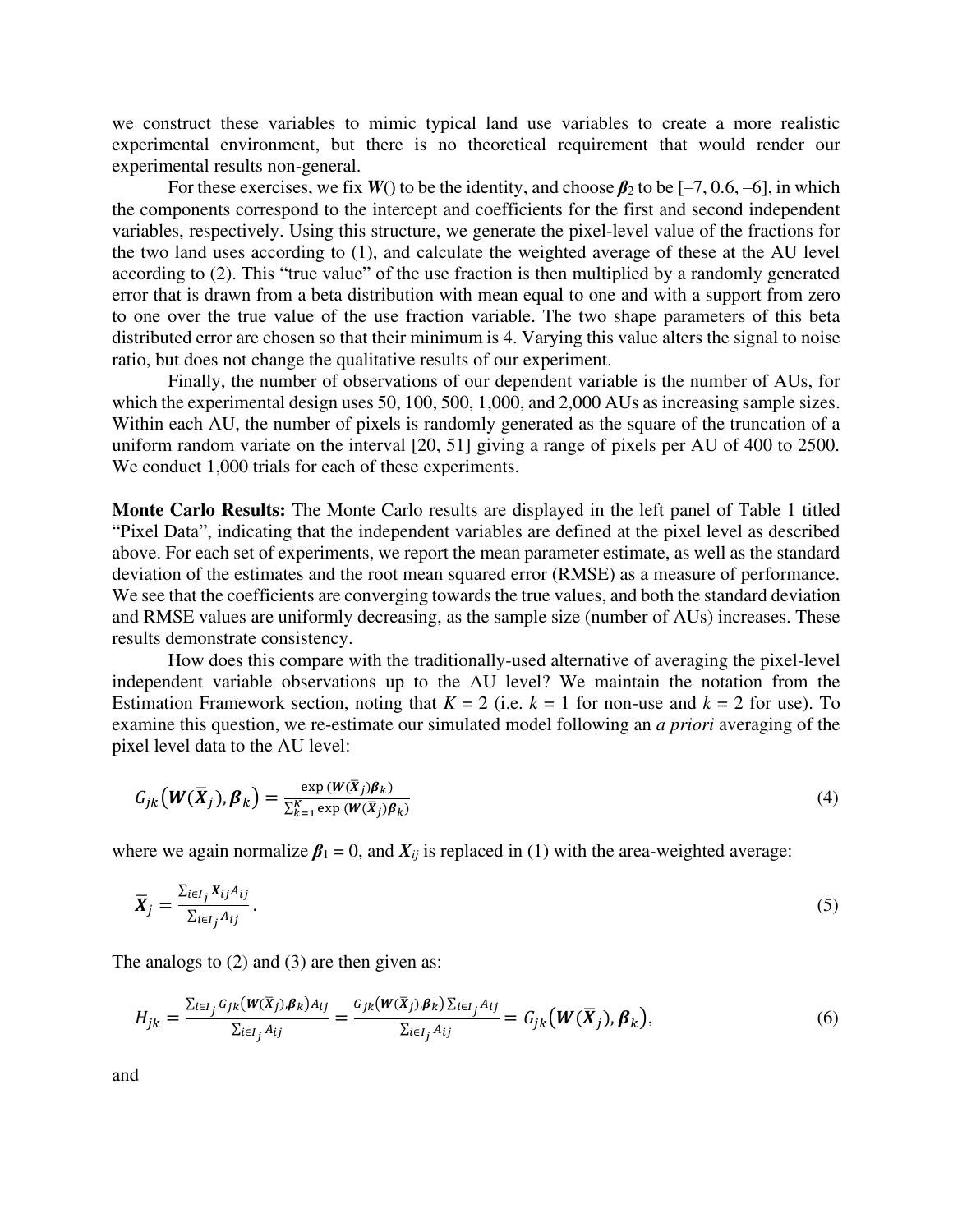we construct these variables to mimic typical land use variables to create a more realistic experimental environment, but there is no theoretical requirement that would render our experimental results non-general.

For these exercises, we fix $\boldsymbol{W}()$ to be the identity, and choose $\boldsymbol{\beta}_2$ to be [–7, 0.6, –6], in which the components correspond to the intercept and coefficients for the first and second independent variables, respectively. Using this structure, we generate the pixel-level value of the fractions for the two land uses according to (1), and calculate the weighted average of these at the AU level according to (2). This "true value" of the use fraction is then multiplied by a randomly generated error that is drawn from a beta distribution with mean equal to one and with a support from zero to one over the true value of the use fraction variable. The two shape parameters of this beta distributed error are chosen so that their minimum is 4. Varying this value alters the signal to noise ratio, but does not change the qualitative results of our experiment.

Finally, the number of observations of our dependent variable is the number of AUs, for which the experimental design uses 50, 100, 500, 1,000, and 2,000 AUs as increasing sample sizes. Within each AU, the number of pixels is randomly generated as the square of the truncation of a uniform random variate on the interval [20, 51] giving a range of pixels per AU of 400 to 2500. We conduct 1,000 trials for each of these experiments.

**Monte Carlo Results:** The Monte Carlo results are displayed in the left panel of Table 1 titled "Pixel Data", indicating that the independent variables are defined at the pixel level as described above. For each set of experiments, we report the mean parameter estimate, as well as the standard deviation of the estimates and the root mean squared error (RMSE) as a measure of performance. We see that the coefficients are converging towards the true values, and both the standard deviation and RMSE values are uniformly decreasing, as the sample size (number of AUs) increases. These results demonstrate consistency.

How does this compare with the traditionally-used alternative of averaging the pixel-level independent variable observations up to the AU level? We maintain the notation from the Estimation Framework section, noting that $K = 2$ (i.e. $k = 1$ for non-use and $k = 2$ for use). To examine this question, we re-estimate our simulated model following an *a priori* averaging of the pixel level data to the AU level:

$$G_{jk}\big(\boldsymbol{W}(\bar{\boldsymbol{X}}_j), \boldsymbol{\beta}_k\big) = \frac{\exp\left(\boldsymbol{W}(\bar{\boldsymbol{X}}_j)\boldsymbol{\beta}_k\right)}{\sum_{k=1}^{K} \exp\left(\boldsymbol{W}(\bar{\boldsymbol{X}}_j)\boldsymbol{\beta}_k\right)} \tag{4}$$

where we again normalize $\boldsymbol{\beta}_1 = 0$, and $\boldsymbol{X}_{ij}$ is replaced in (1) with the area-weighted average:

$$\bar{\boldsymbol{X}}_j = \frac{\sum_{i \in I_j} \boldsymbol{X}_{ij} A_{ij}}{\sum_{i \in I_j} A_{ij}}. \tag{5}$$

The analogs to (2) and (3) are then given as:

$$H_{jk} = \frac{\sum_{i \in I_j} G_{jk}\big(\boldsymbol{W}(\bar{\boldsymbol{X}}_j), \boldsymbol{\beta}_k\big) A_{ij}}{\sum_{i \in I_j} A_{ij}} = \frac{G_{jk}\big(\boldsymbol{W}(\bar{\boldsymbol{X}}_j), \boldsymbol{\beta}_k\big) \sum_{i \in I_j} A_{ij}}{\sum_{i \in I_j} A_{ij}} = G_{jk}\big(\boldsymbol{W}(\bar{\boldsymbol{X}}_j), \boldsymbol{\beta}_k\big), \tag{6}$$

and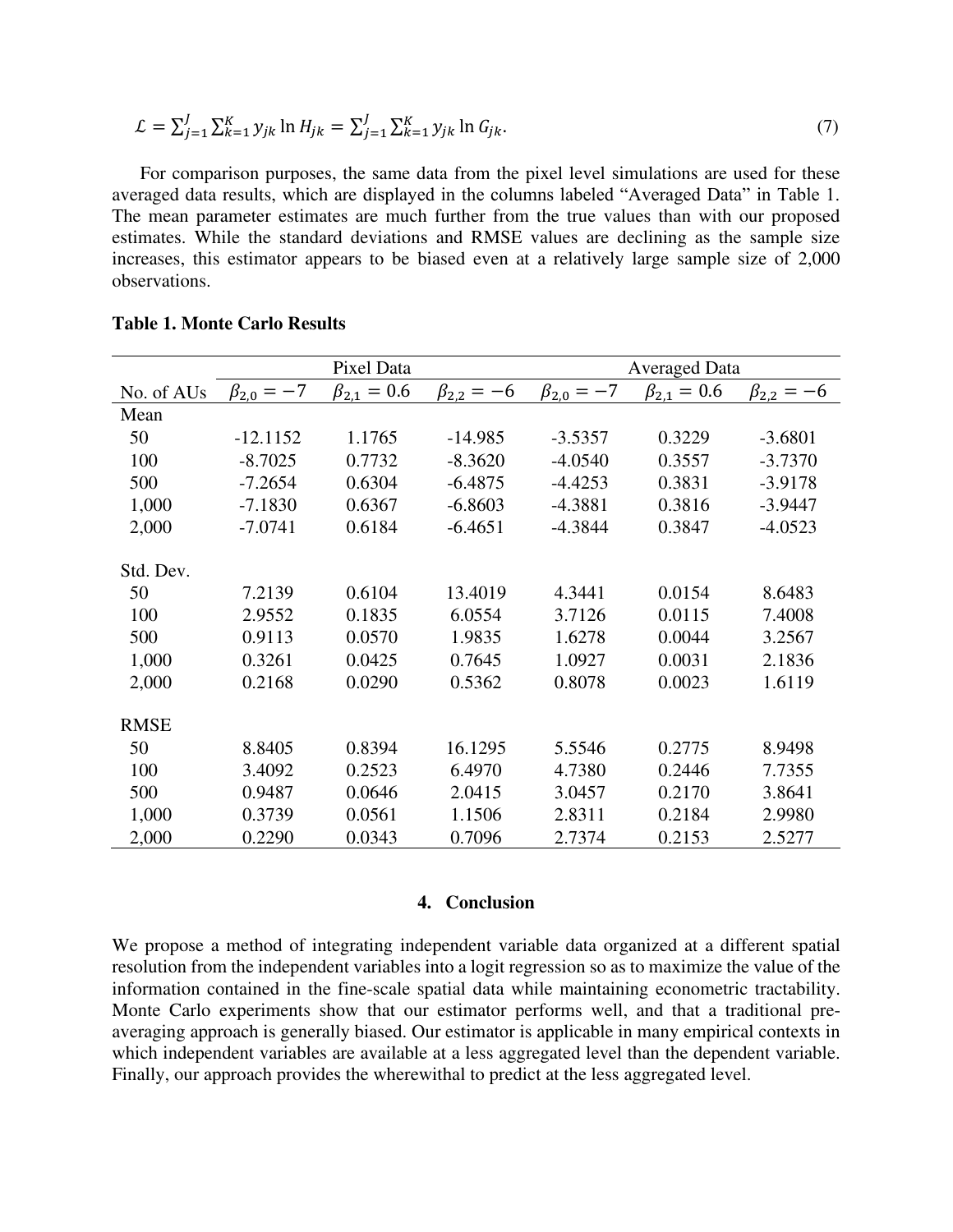$$\mathcal{L} = \sum_{j=1}^{J} \sum_{k=1}^{K} y_{jk} \ln H_{jk} = \sum_{j=1}^{J} \sum_{k=1}^{K} y_{jk} \ln G_{jk}. \tag{7}$$

For comparison purposes, the same data from the pixel level simulations are used for these averaged data results, which are displayed in the columns labeled "Averaged Data" in Table 1. The mean parameter estimates are much further from the true values than with our proposed estimates. While the standard deviations and RMSE values are declining as the sample size increases, this estimator appears to be biased even at a relatively large sample size of 2,000 observations.

**Table 1. Monte Carlo Results**

| | Pixel Data | | | Averaged Data | | |
|---|---|---|---|---|---|---|
| No. of AUs | $\beta_{2,0} = -7$ | $\beta_{2,1} = 0.6$ | $\beta_{2,2} = -6$ | $\beta_{2,0} = -7$ | $\beta_{2,1} = 0.6$ | $\beta_{2,2} = -6$ |
| Mean | | | | | | |
| 50 | -12.1152 | 1.1765 | -14.985 | -3.5357 | 0.3229 | -3.6801 |
| 100 | -8.7025 | 0.7732 | -8.3620 | -4.0540 | 0.3557 | -3.7370 |
| 500 | -7.2654 | 0.6304 | -6.4875 | -4.4253 | 0.3831 | -3.9178 |
| 1,000 | -7.1830 | 0.6367 | -6.8603 | -4.3881 | 0.3816 | -3.9447 |
| 2,000 | -7.0741 | 0.6184 | -6.4651 | -4.3844 | 0.3847 | -4.0523 |
| Std. Dev. | | | | | | |
| 50 | 7.2139 | 0.6104 | 13.4019 | 4.3441 | 0.0154 | 8.6483 |
| 100 | 2.9552 | 0.1835 | 6.0554 | 3.7126 | 0.0115 | 7.4008 |
| 500 | 0.9113 | 0.0570 | 1.9835 | 1.6278 | 0.0044 | 3.2567 |
| 1,000 | 0.3261 | 0.0425 | 0.7645 | 1.0927 | 0.0031 | 2.1836 |
| 2,000 | 0.2168 | 0.0290 | 0.5362 | 0.8078 | 0.0023 | 1.6119 |
| RMSE | | | | | | |
| 50 | 8.8405 | 0.8394 | 16.1295 | 5.5546 | 0.2775 | 8.9498 |
| 100 | 3.4092 | 0.2523 | 6.4970 | 4.7380 | 0.2446 | 7.7355 |
| 500 | 0.9487 | 0.0646 | 2.0415 | 3.0457 | 0.2170 | 3.8641 |
| 1,000 | 0.3739 | 0.0561 | 1.1506 | 2.8311 | 0.2184 | 2.9980 |
| 2,000 | 0.2290 | 0.0343 | 0.7096 | 2.7374 | 0.2153 | 2.5277 |

## 4. Conclusion

We propose a method of integrating independent variable data organized at a different spatial resolution from the independent variables into a logit regression so as to maximize the value of the information contained in the fine-scale spatial data while maintaining econometric tractability. Monte Carlo experiments show that our estimator performs well, and that a traditional pre-averaging approach is generally biased. Our estimator is applicable in many empirical contexts in which independent variables are available at a less aggregated level than the dependent variable. Finally, our approach provides the wherewithal to predict at the less aggregated level.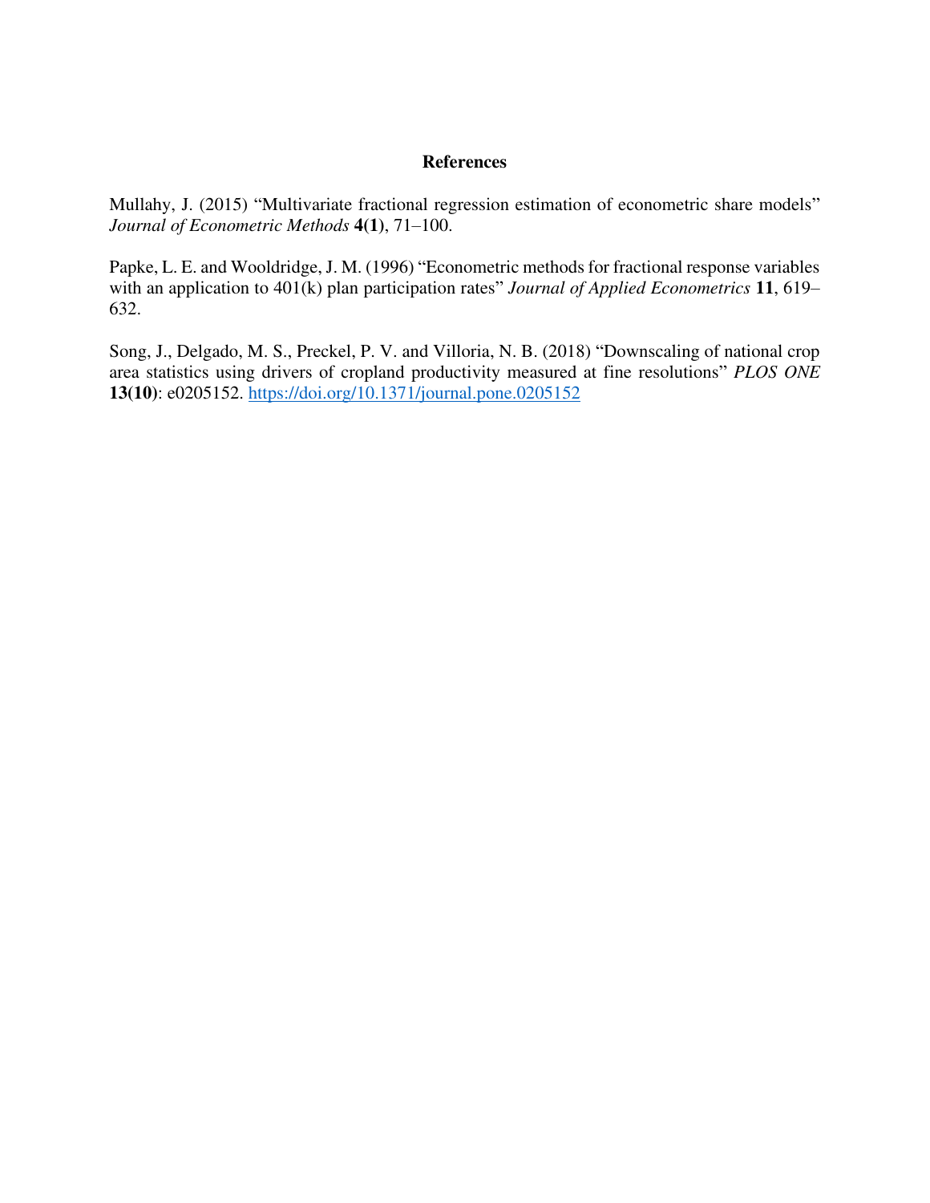## References

Mullahy, J. (2015) “Multivariate fractional regression estimation of econometric share models” *Journal of Econometric Methods* **4(1)**, 71–100.

Papke, L. E. and Wooldridge, J. M. (1996) “Econometric methods for fractional response variables with an application to 401(k) plan participation rates” *Journal of Applied Econometrics* **11**, 619–632.

Song, J., Delgado, M. S., Preckel, P. V. and Villoria, N. B. (2018) “Downscaling of national crop area statistics using drivers of cropland productivity measured at fine resolutions” *PLOS ONE* **13(10)**: e0205152. https://doi.org/10.1371/journal.pone.0205152